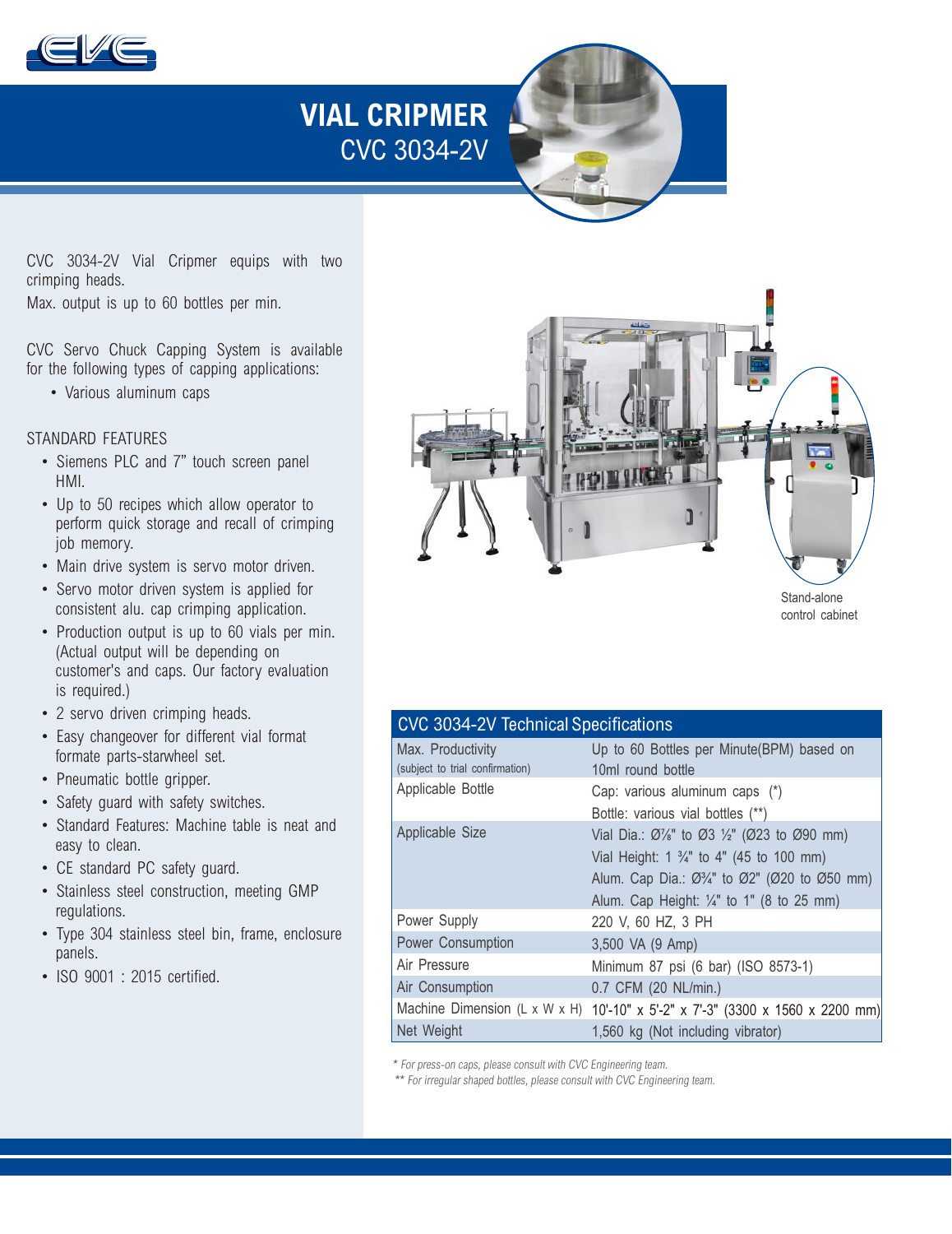# VIAL CRIPMER

## CVC 3034-2V

CVC 3034-2V Vial Cripmer equips with two crimping heads.

Max. output is up to 60 bottles per min.

CVC Servo Chuck Capping System is available for the following types of capping applications:

- Various aluminum caps

STANDARD FEATURES

- Siemens PLC and 7" touch screen panel HMI.
- Up to 50 recipes which allow operator to perform quick storage and recall of crimping job memory.
- Main drive system is servo motor driven.
- Servo motor driven system is applied for consistent alu. cap crimping application.
- Production output is up to 60 vials per min. (Actual output will be depending on customer's and caps. Our factory evaluation is required.)
- 2 servo driven crimping heads.
- Easy changeover for different vial format formate parts-starwheel set.
- Pneumatic bottle gripper.
- Safety guard with safety switches.
- Standard Features: Machine table is neat and easy to clean.
- CE standard PC safety guard.
- Stainless steel construction, meeting GMP regulations.
- Type 304 stainless steel bin, frame, enclosure panels.
- ISO 9001 : 2015 certified.

Stand-alone control cabinet

| CVC 3034-2V Technical Specifications | |
|---|---|
| Max. Productivity (subject to trial confirmation) | Up to 60 Bottles per Minute(BPM) based on 10ml round bottle |
| Applicable Bottle | Cap: various aluminum caps (*)<br>Bottle: various vial bottles (**) |
| Applicable Size | Vial Dia.: Ø⅞" to Ø3 ½" (Ø23 to Ø90 mm)<br>Vial Height: 1 ¾" to 4" (45 to 100 mm)<br>Alum. Cap Dia.: Ø¾" to Ø2" (Ø20 to Ø50 mm)<br>Alum. Cap Height: ¼" to 1" (8 to 25 mm) |
| Power Supply | 220 V, 60 HZ, 3 PH |
| Power Consumption | 3,500 VA (9 Amp) |
| Air Pressure | Minimum 87 psi (6 bar) (ISO 8573-1) |
| Air Consumption | 0.7 CFM (20 NL/min.) |
| Machine Dimension (L x W x H) | 10'-10" x 5'-2" x 7'-3" (3300 x 1560 x 2200 mm) |
| Net Weight | 1,560 kg (Not including vibrator) |

*\* For press-on caps, please consult with CVC Engineering team.*

*\*\* For irregular shaped bottles, please consult with CVC Engineering team.*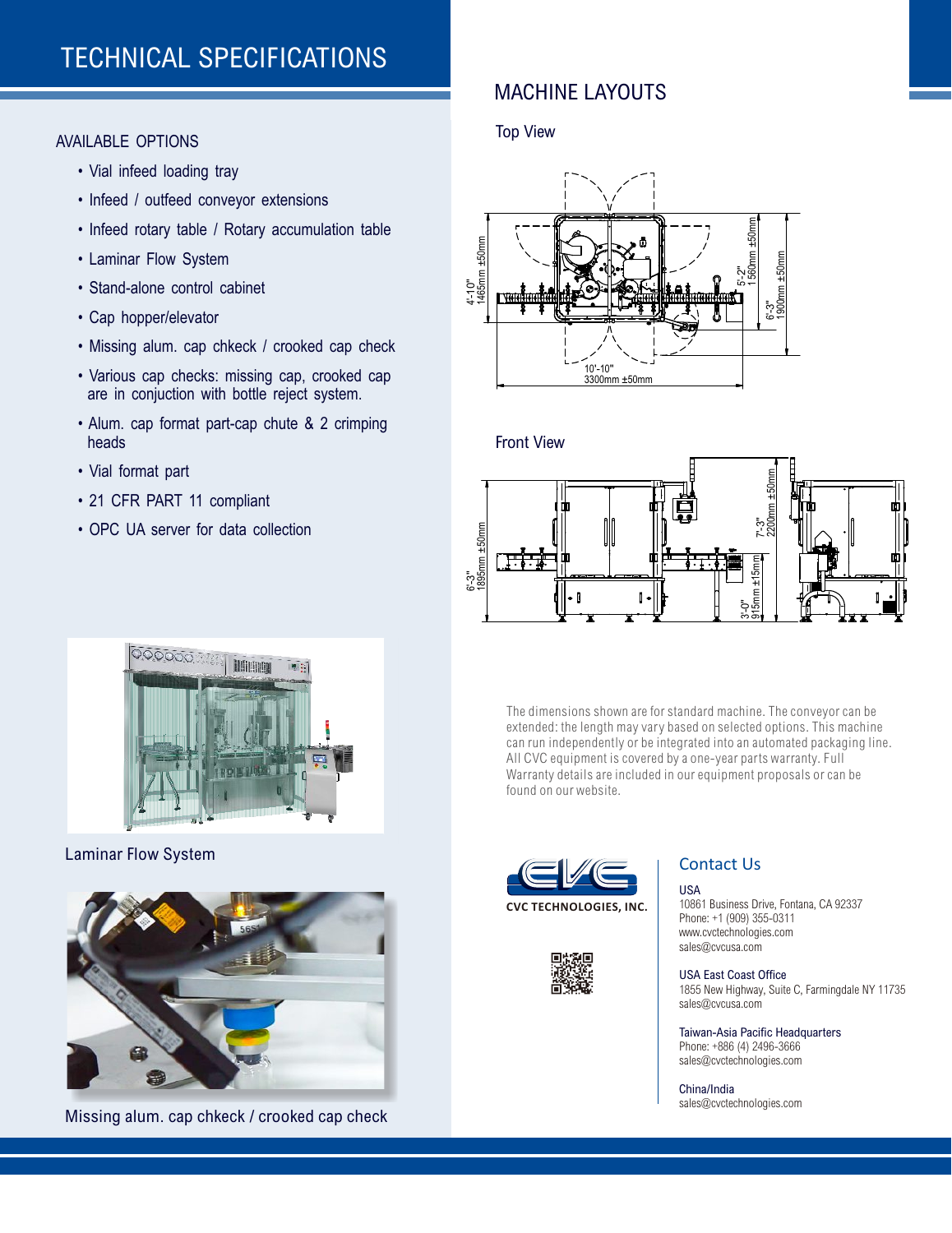# TECHNICAL SPECIFICATIONS

## AVAILABLE OPTIONS

- Vial infeed loading tray
- Infeed / outfeed conveyor extensions
- Infeed rotary table / Rotary accumulation table
- Laminar Flow System
- Stand-alone control cabinet
- Cap hopper/elevator
- Missing alum. cap chkeck / crooked cap check
- Various cap checks: missing cap, crooked cap are in conjuction with bottle reject system.
- Alum. cap format part-cap chute & 2 crimping heads
- Vial format part
- 21 CFR PART 11 compliant
- OPC UA server for data collection

Laminar Flow System

Missing alum. cap chkeck / crooked cap check

## MACHINE LAYOUTS

### Top View

4'-10"
1465mm ±50mm

5'-2"
1560mm ±50mm

6'-3"
1900mm ±50mm

10'-10"
3300mm ±50mm

### Front View

6'-3"
1895mm ±50mm

7'-3"
2200mm ±50mm

3'-0"
915mm ±15mm

The dimensions shown are for standard machine. The conveyor can be extended: the length may vary based on selected options. This machine can run independently or be integrated into an automated packaging line. All CVC equipment is covered by a one-year parts warranty. Full Warranty details are included in our equipment proposals or can be found on our website.

CVC TECHNOLOGIES, INC.

## Contact Us

**USA**
10861 Business Drive, Fontana, CA 92337
Phone: +1 (909) 355-0311
www.cvctechnologies.com
sales@cvcusa.com

**USA East Coast Office**
1855 New Highway, Suite C, Farmingdale NY 11735
sales@cvcusa.com

**Taiwan-Asia Pacific Headquarters**
Phone: +886 (4) 2496-3666
sales@cvctechnologies.com

**China/India**
sales@cvctechnologies.com